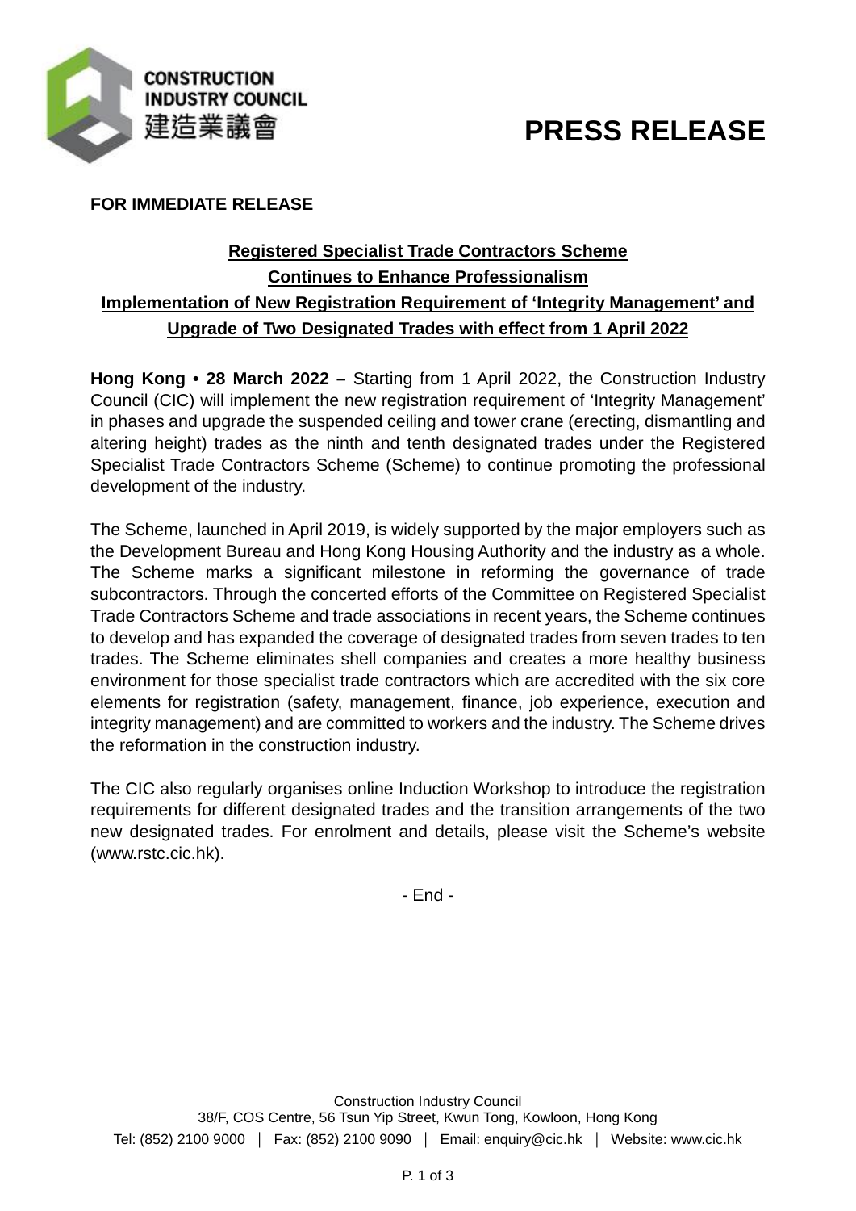CONSTRUCTION INDUSTRY COUNCIL
建造業議會

# PRESS RELEASE

**FOR IMMEDIATE RELEASE**

## Registered Specialist Trade Contractors Scheme Continues to Enhance Professionalism Implementation of New Registration Requirement of 'Integrity Management' and Upgrade of Two Designated Trades with effect from 1 April 2022

**Hong Kong • 28 March 2022 –** Starting from 1 April 2022, the Construction Industry Council (CIC) will implement the new registration requirement of 'Integrity Management' in phases and upgrade the suspended ceiling and tower crane (erecting, dismantling and altering height) trades as the ninth and tenth designated trades under the Registered Specialist Trade Contractors Scheme (Scheme) to continue promoting the professional development of the industry.

The Scheme, launched in April 2019, is widely supported by the major employers such as the Development Bureau and Hong Kong Housing Authority and the industry as a whole. The Scheme marks a significant milestone in reforming the governance of trade subcontractors. Through the concerted efforts of the Committee on Registered Specialist Trade Contractors Scheme and trade associations in recent years, the Scheme continues to develop and has expanded the coverage of designated trades from seven trades to ten trades. The Scheme eliminates shell companies and creates a more healthy business environment for those specialist trade contractors which are accredited with the six core elements for registration (safety, management, finance, job experience, execution and integrity management) and are committed to workers and the industry. The Scheme drives the reformation in the construction industry.

The CIC also regularly organises online Induction Workshop to introduce the registration requirements for different designated trades and the transition arrangements of the two new designated trades. For enrolment and details, please visit the Scheme's website (www.rstc.cic.hk).

- End -

Construction Industry Council
38/F, COS Centre, 56 Tsun Yip Street, Kwun Tong, Kowloon, Hong Kong
Tel: (852) 2100 9000 │ Fax: (852) 2100 9090 │ Email: enquiry@cic.hk │ Website: www.cic.hk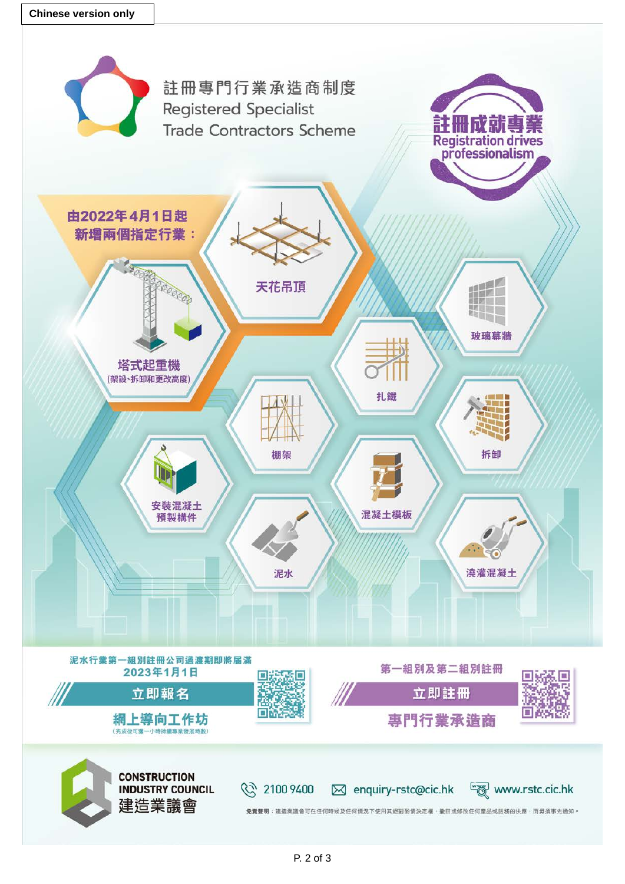Chinese version only

# 註冊專門行業承造商制度
# Registered Specialist Trade Contractors Scheme

**註冊成就專業**
**Registration drives professionalism**

**由2022年4月1日起新增兩個指定行業：**

- 天花吊頂
- 塔式起重機（架設、拆卸和更改高度）

- 玻璃幕牆
- 扎鐵
- 棚架
- 拆卸
- 安裝混凝土預製構件
- 混凝土模板
- 泥水
- 澆灌混凝土

**泥水行業第一組別註冊公司過渡期即將屆滿 2023年1月1日**

**立即報名**

**網上導向工作坊**
（完成後可獲一小時持續專業發展時數）

**第一組別及第二組別註冊**

**立即註冊**

**專門行業承造商**

**CONSTRUCTION INDUSTRY COUNCIL**
**建造業議會**

2100 9400 | enquiry-rstc@cic.hk | www.rstc.cic.hk

**免責聲明**：建造業議會可在任何時候及任何情況下使用其絕對酌情決定權，撤回或修改任何產品或服務的供應，而毋須事先通知。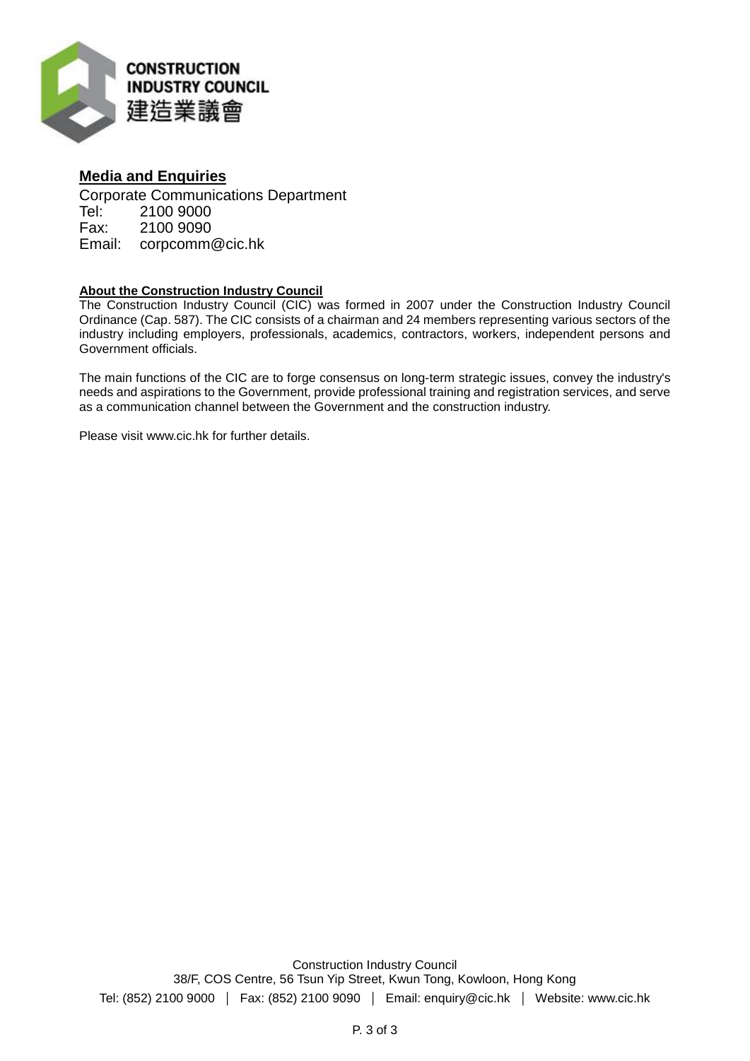**CONSTRUCTION INDUSTRY COUNCIL**
建造業議會

## Media and Enquiries

Corporate Communications Department
Tel: 2100 9000
Fax: 2100 9090
Email: corpcomm@cic.hk

**About the Construction Industry Council**

The Construction Industry Council (CIC) was formed in 2007 under the Construction Industry Council Ordinance (Cap. 587). The CIC consists of a chairman and 24 members representing various sectors of the industry including employers, professionals, academics, contractors, workers, independent persons and Government officials.

The main functions of the CIC are to forge consensus on long-term strategic issues, convey the industry's needs and aspirations to the Government, provide professional training and registration services, and serve as a communication channel between the Government and the construction industry.

Please visit www.cic.hk for further details.

Construction Industry Council
38/F, COS Centre, 56 Tsun Yip Street, Kwun Tong, Kowloon, Hong Kong
Tel: (852) 2100 9000 | Fax: (852) 2100 9090 | Email: enquiry@cic.hk | Website: www.cic.hk